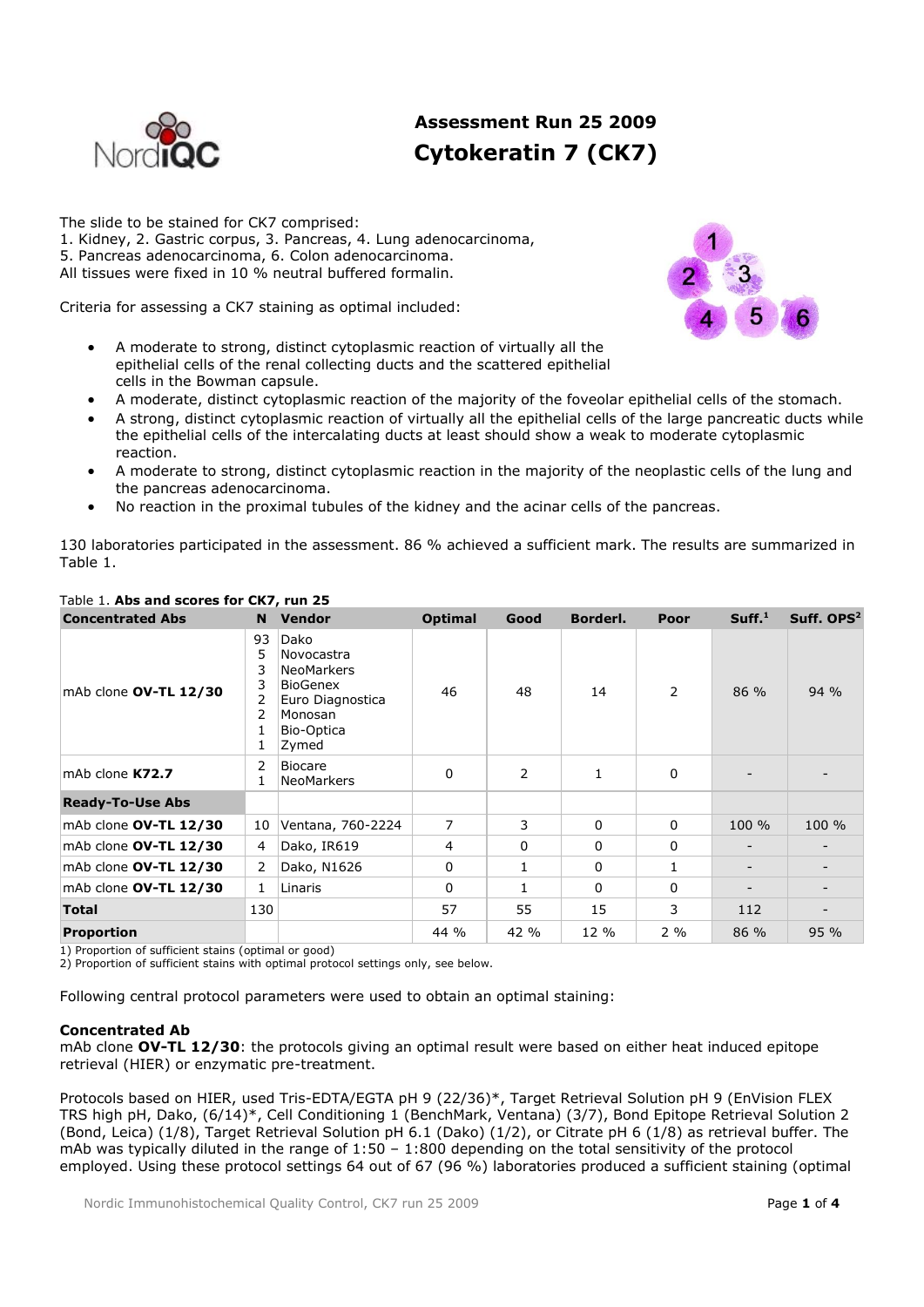# Assessment Run 25 2009

# Cytokeratin 7 (CK7)

The slide to be stained for CK7 comprised:
1. Kidney, 2. Gastric corpus, 3. Pancreas, 4. Lung adenocarcinoma,
5. Pancreas adenocarcinoma, 6. Colon adenocarcinoma.
All tissues were fixed in 10 % neutral buffered formalin.

Criteria for assessing a CK7 staining as optimal included:

- A moderate to strong, distinct cytoplasmic reaction of virtually all the epithelial cells of the renal collecting ducts and the scattered epithelial cells in the Bowman capsule.
- A moderate, distinct cytoplasmic reaction of the majority of the foveolar epithelial cells of the stomach.
- A strong, distinct cytoplasmic reaction of virtually all the epithelial cells of the large pancreatic ducts while the epithelial cells of the intercalating ducts at least should show a weak to moderate cytoplasmic reaction.
- A moderate to strong, distinct cytoplasmic reaction in the majority of the neoplastic cells of the lung and the pancreas adenocarcinoma.
- No reaction in the proximal tubules of the kidney and the acinar cells of the pancreas.

130 laboratories participated in the assessment. 86 % achieved a sufficient mark. The results are summarized in Table 1.

Table 1. **Abs and scores for CK7, run 25**

| Concentrated Abs | N | Vendor | Optimal | Good | Borderl. | Poor | Suff.[1] | Suff. OPS[2] |
|---|---|---|---|---|---|---|---|---|
| mAb clone **OV-TL 12/30** | 93<br>5<br>3<br>3<br>2<br>2<br>1<br>1 | Dako<br>Novocastra<br>NeoMarkers<br>BioGenex<br>Euro Diagnostica<br>Monosan<br>Bio-Optica<br>Zymed | 46 | 48 | 14 | 2 | 86 % | 94 % |
| mAb clone **K72.7** | 2<br>1 | Biocare<br>NeoMarkers | 0 | 2 | 1 | 0 | - | - |
| **Ready-To-Use Abs** | | | | | | | | |
| mAb clone **OV-TL 12/30** | 10 | Ventana, 760-2224 | 7 | 3 | 0 | 0 | 100 % | 100 % |
| mAb clone **OV-TL 12/30** | 4 | Dako, IR619 | 4 | 0 | 0 | 0 | - | - |
| mAb clone **OV-TL 12/30** | 2 | Dako, N1626 | 0 | 1 | 0 | 1 | - | - |
| mAb clone **OV-TL 12/30** | 1 | Linaris | 0 | 1 | 0 | 0 | - | - |
| **Total** | 130 | | 57 | 55 | 15 | 3 | 112 | - |
| **Proportion** | | | 44 % | 42 % | 12 % | 2 % | 86 % | 95 % |

1) Proportion of sufficient stains (optimal or good)
2) Proportion of sufficient stains with optimal protocol settings only, see below.

Following central protocol parameters were used to obtain an optimal staining:

**Concentrated Ab**
mAb clone **OV-TL 12/30**: the protocols giving an optimal result were based on either heat induced epitope retrieval (HIER) or enzymatic pre-treatment.

Protocols based on HIER, used Tris-EDTA/EGTA pH 9 (22/36)*, Target Retrieval Solution pH 9 (EnVision FLEX TRS high pH, Dako, (6/14)*, Cell Conditioning 1 (BenchMark, Ventana) (3/7), Bond Epitope Retrieval Solution 2 (Bond, Leica) (1/8), Target Retrieval Solution pH 6.1 (Dako) (1/2), or Citrate pH 6 (1/8) as retrieval buffer. The mAb was typically diluted in the range of 1:50 – 1:800 depending on the total sensitivity of the protocol employed. Using these protocol settings 64 out of 67 (96 %) laboratories produced a sufficient staining (optimal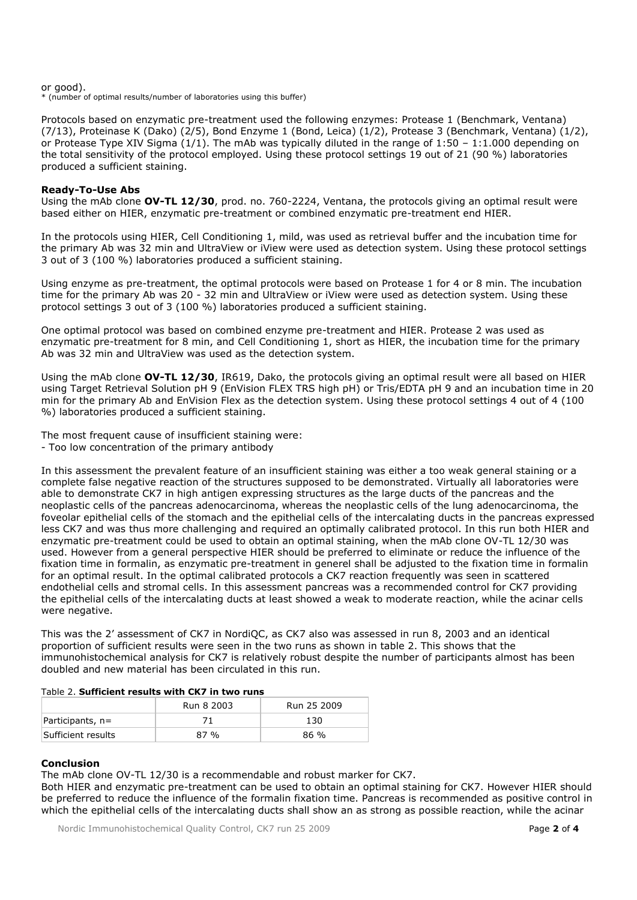or good).
* (number of optimal results/number of laboratories using this buffer)

Protocols based on enzymatic pre-treatment used the following enzymes: Protease 1 (Benchmark, Ventana) (7/13), Proteinase K (Dako) (2/5), Bond Enzyme 1 (Bond, Leica) (1/2), Protease 3 (Benchmark, Ventana) (1/2), or Protease Type XIV Sigma (1/1). The mAb was typically diluted in the range of 1:50 – 1:1.000 depending on the total sensitivity of the protocol employed. Using these protocol settings 19 out of 21 (90 %) laboratories produced a sufficient staining.

**Ready-To-Use Abs**
Using the mAb clone **OV-TL 12/30**, prod. no. 760-2224, Ventana, the protocols giving an optimal result were based either on HIER, enzymatic pre-treatment or combined enzymatic pre-treatment end HIER.

In the protocols using HIER, Cell Conditioning 1, mild, was used as retrieval buffer and the incubation time for the primary Ab was 32 min and UltraView or iView were used as detection system. Using these protocol settings 3 out of 3 (100 %) laboratories produced a sufficient staining.

Using enzyme as pre-treatment, the optimal protocols were based on Protease 1 for 4 or 8 min. The incubation time for the primary Ab was 20 - 32 min and UltraView or iView were used as detection system. Using these protocol settings 3 out of 3 (100 %) laboratories produced a sufficient staining.

One optimal protocol was based on combined enzyme pre-treatment and HIER. Protease 2 was used as enzymatic pre-treatment for 8 min, and Cell Conditioning 1, short as HIER, the incubation time for the primary Ab was 32 min and UltraView was used as the detection system.

Using the mAb clone **OV-TL 12/30**, IR619, Dako, the protocols giving an optimal result were all based on HIER using Target Retrieval Solution pH 9 (EnVision FLEX TRS high pH) or Tris/EDTA pH 9 and an incubation time in 20 min for the primary Ab and EnVision Flex as the detection system. Using these protocol settings 4 out of 4 (100 %) laboratories produced a sufficient staining.

The most frequent cause of insufficient staining were:
- Too low concentration of the primary antibody

In this assessment the prevalent feature of an insufficient staining was either a too weak general staining or a complete false negative reaction of the structures supposed to be demonstrated. Virtually all laboratories were able to demonstrate CK7 in high antigen expressing structures as the large ducts of the pancreas and the neoplastic cells of the pancreas adenocarcinoma, whereas the neoplastic cells of the lung adenocarcinoma, the foveolar epithelial cells of the stomach and the epithelial cells of the intercalating ducts in the pancreas expressed less CK7 and was thus more challenging and required an optimally calibrated protocol. In this run both HIER and enzymatic pre-treatment could be used to obtain an optimal staining, when the mAb clone OV-TL 12/30 was used. However from a general perspective HIER should be preferred to eliminate or reduce the influence of the fixation time in formalin, as enzymatic pre-treatment in generel shall be adjusted to the fixation time in formalin for an optimal result. In the optimal calibrated protocols a CK7 reaction frequently was seen in scattered endothelial cells and stromal cells. In this assessment pancreas was a recommended control for CK7 providing the epithelial cells of the intercalating ducts at least showed a weak to moderate reaction, while the acinar cells were negative.

This was the 2' assessment of CK7 in NordiQC, as CK7 also was assessed in run 8, 2003 and an identical proportion of sufficient results were seen in the two runs as shown in table 2. This shows that the immunohistochemical analysis for CK7 is relatively robust despite the number of participants almost has been doubled and new material has been circulated in this run.

Table 2. **Sufficient results with CK7 in two runs**

| | Run 8 2003 | Run 25 2009 |
|---|---|---|
| Participants, n= | 71 | 130 |
| Sufficient results | 87 % | 86 % |

**Conclusion**
The mAb clone OV-TL 12/30 is a recommendable and robust marker for CK7.
Both HIER and enzymatic pre-treatment can be used to obtain an optimal staining for CK7. However HIER should be preferred to reduce the influence of the formalin fixation time. Pancreas is recommended as positive control in which the epithelial cells of the intercalating ducts shall show an as strong as possible reaction, while the acinar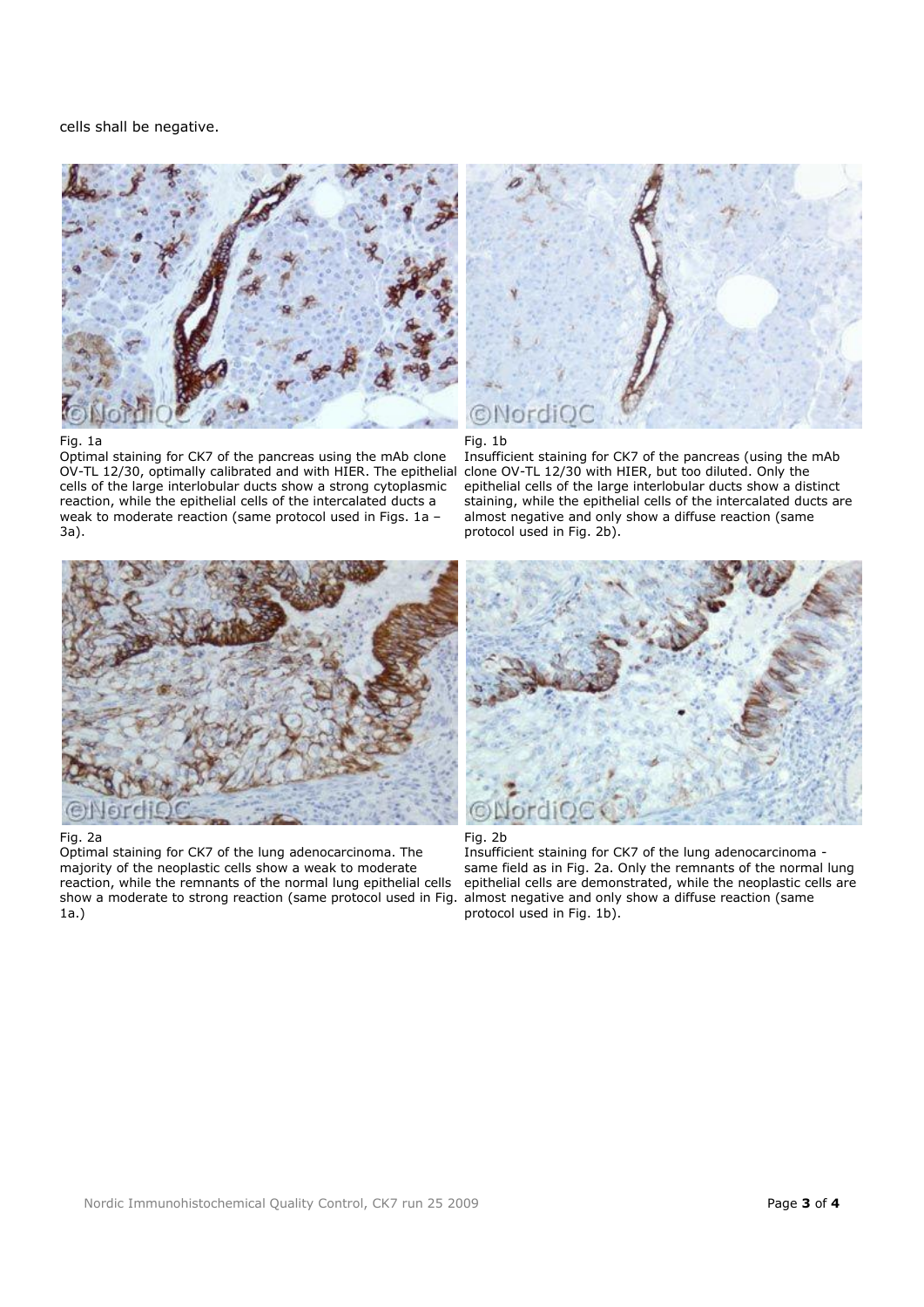cells shall be negative.

Fig. 1a
Optimal staining for CK7 of the pancreas using the mAb clone OV-TL 12/30, optimally calibrated and with HIER. The epithelial cells of the large interlobular ducts show a strong cytoplasmic reaction, while the epithelial cells of the intercalated ducts a weak to moderate reaction (same protocol used in Figs. 1a – 3a).

Fig. 1b
Insufficient staining for CK7 of the pancreas (using the mAb clone OV-TL 12/30 with HIER, but too diluted. Only the epithelial cells of the large interlobular ducts show a distinct staining, while the epithelial cells of the intercalated ducts are almost negative and only show a diffuse reaction (same protocol used in Fig. 2b).

Fig. 2a
Optimal staining for CK7 of the lung adenocarcinoma. The majority of the neoplastic cells show a weak to moderate reaction, while the remnants of the normal lung epithelial cells show a moderate to strong reaction (same protocol used in Fig. 1a.)

Fig. 2b
Insufficient staining for CK7 of the lung adenocarcinoma - same field as in Fig. 2a. Only the remnants of the normal lung epithelial cells are demonstrated, while the neoplastic cells are almost negative and only show a diffuse reaction (same protocol used in Fig. 1b).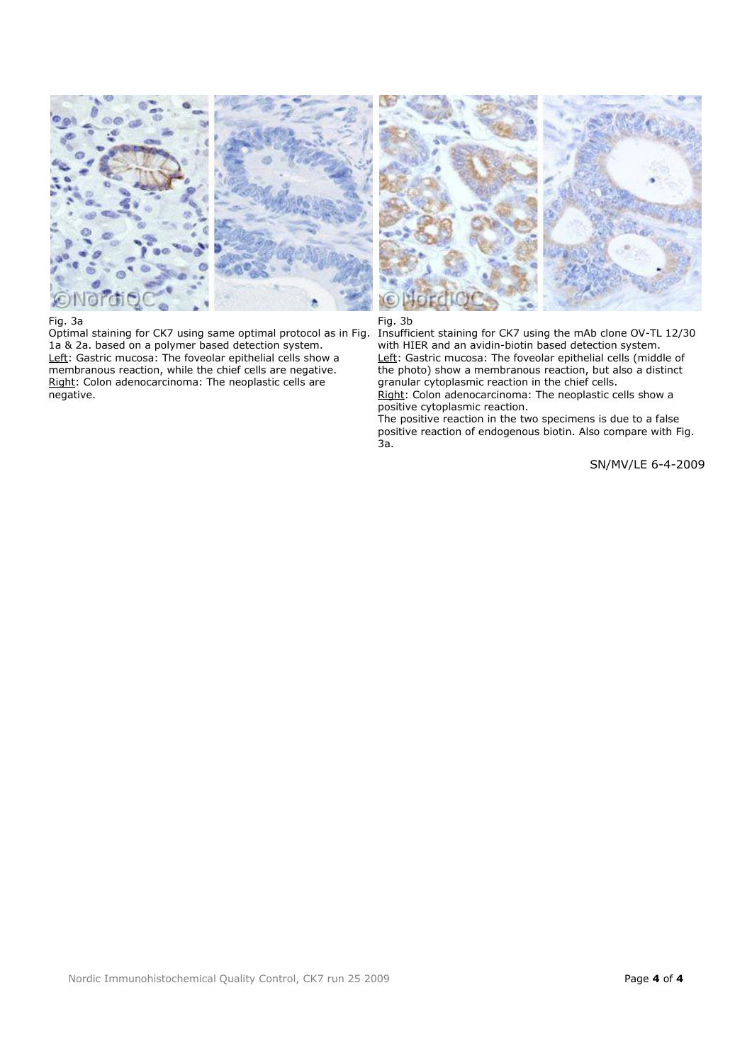Fig. 3a

Optimal staining for CK7 using same optimal protocol as in Fig. 1a & 2a. based on a polymer based detection system.
Left: Gastric mucosa: The foveolar epithelial cells show a membranous reaction, while the chief cells are negative.
Right: Colon adenocarcinoma: The neoplastic cells are negative.

Fig. 3b

Insufficient staining for CK7 using the mAb clone OV-TL 12/30 with HIER and an avidin-biotin based detection system.
Left: Gastric mucosa: The foveolar epithelial cells (middle of the photo) show a membranous reaction, but also a distinct granular cytoplasmic reaction in the chief cells.
Right: Colon adenocarcinoma: The neoplastic cells show a positive cytoplasmic reaction.
The positive reaction in the two specimens is due to a false positive reaction of endogenous biotin. Also compare with Fig. 3a.

SN/MV/LE 6-4-2009